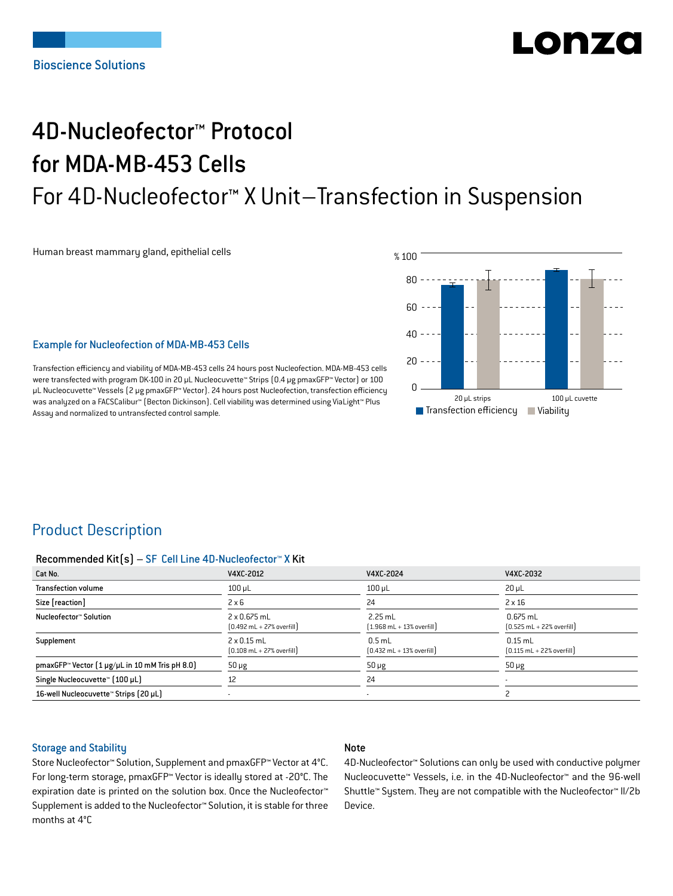Bioscience Solutions

# 4D-Nucleofector™ Protocol for MDA-MB-453 Cells

## For 4D-Nucleofector™ X Unit–Transfection in Suspension

Human breast mammary gland, epithelial cells

### Example for Nucleofection of MDA-MB-453 Cells

Transfection efficiency and viability of MDA-MB-453 cells 24 hours post Nucleofection. MDA-MB-453 cells were transfected with program DK-100 in 20 µL Nucleocuvette™ Strips (0.4 µg pmaxGFP™ Vector) or 100 µL Nucleocuvette™ Vessels (2 µg pmaxGFP™ Vector). 24 hours post Nucleofection, transfection efficiency was analyzed on a FACSCalibur™ (Becton Dickinson). Cell viability was determined using ViaLight™ Plus Assay and normalized to untransfected control sample.

## Product Description

**Recommended Kit(s) – SF Cell Line 4D-Nucleofector™ X Kit**

| Cat No. | V4XC-2012 | V4XC-2024 | V4XC-2032 |
|---|---|---|---|
| Transfection volume | 100 µL | 100 µL | 20 µL |
| Size [reaction] | 2 x 6 | 24 | 2 x 16 |
| Nucleofector™ Solution | 2 x 0.675 mL (0.492 mL + 27% overfill) | 2.25 mL (1.968 mL + 13% overfill) | 0.675 mL (0.525 mL + 22% overfill) |
| Supplement | 2 x 0.15 mL (0.108 mL + 27% overfill) | 0.5 mL (0.432 mL + 13% overfill) | 0.15 mL (0.115 mL + 22% overfill) |
| pmaxGFP™ Vector (1 µg/µL in 10 mM Tris pH 8.0) | 50 µg | 50 µg | 50 µg |
| Single Nucleocuvette™ (100 µL) | 12 | 24 | - |
| 16-well Nucleocuvette™ Strips (20 µL) | - | - | 2 |

### Storage and Stability

Store Nucleofector™ Solution, Supplement and pmaxGFP™ Vector at 4°C. For long-term storage, pmaxGFP™ Vector is ideally stored at -20°C. The expiration date is printed on the solution box. Once the Nucleofector™ Supplement is added to the Nucleofector™ Solution, it is stable for three months at 4°C

### Note

4D-Nucleofector™ Solutions can only be used with conductive polymer Nucleocuvette™ Vessels, i.e. in the 4D-Nucleofector™ and the 96-well Shuttle™ System. They are not compatible with the Nucleofector™ II/2b Device.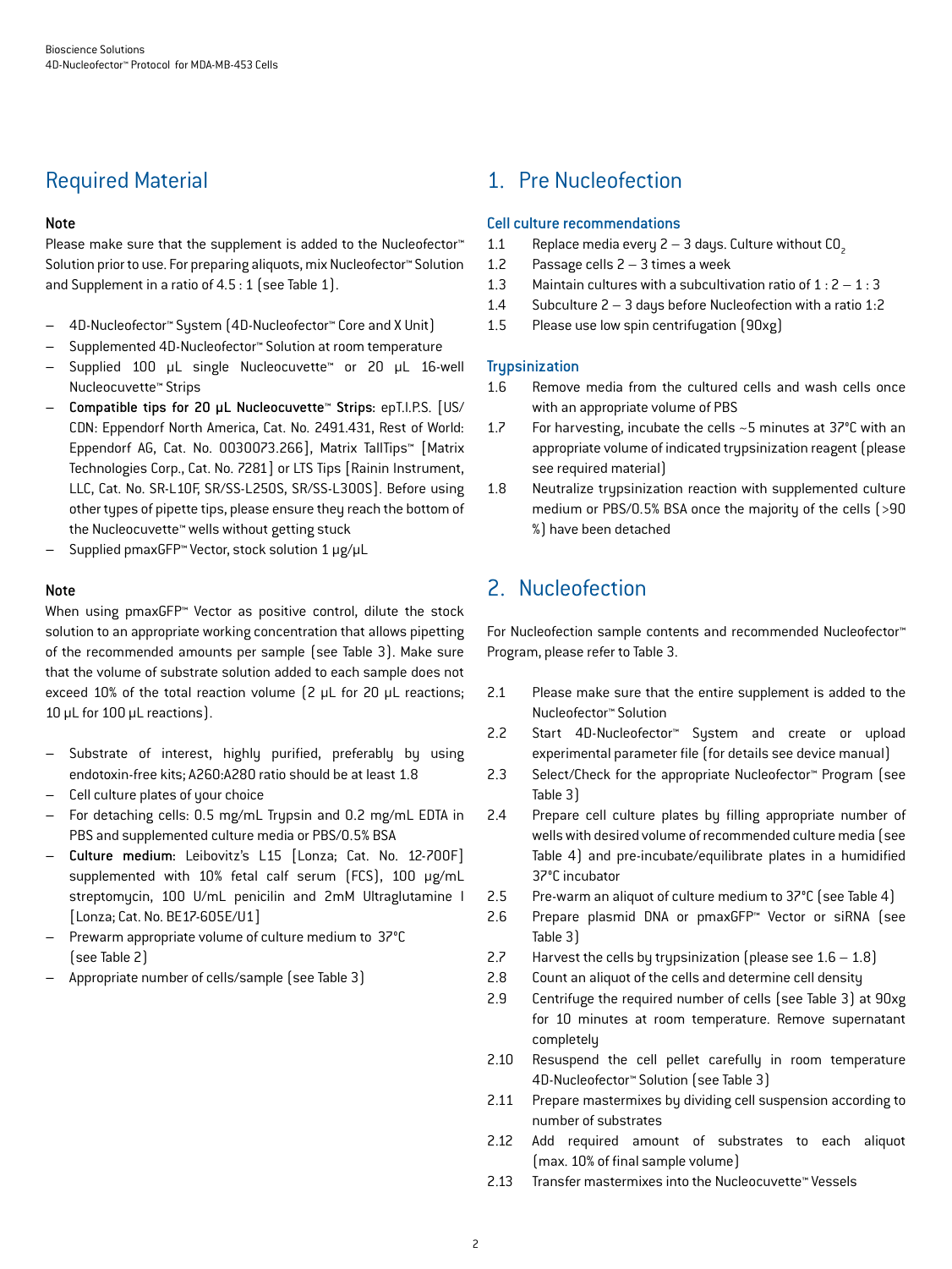## Required Material

**Note**

Please make sure that the supplement is added to the Nucleofector™ Solution prior to use. For preparing aliquots, mix Nucleofector™ Solution and Supplement in a ratio of 4.5 : 1 (see Table 1).

- 4D-Nucleofector™ System (4D-Nucleofector™ Core and X Unit)
- Supplemented 4D-Nucleofector™ Solution at room temperature
- Supplied 100 µL single Nucleocuvette™ or 20 µL 16-well Nucleocuvette™ Strips
- **Compatible tips for 20 µL Nucleocuvette™ Strips**: epT.I.P.S. [US/CDN: Eppendorf North America, Cat. No. 2491.431, Rest of World: Eppendorf AG, Cat. No. 0030073.266], Matrix TallTips™ [Matrix Technologies Corp., Cat. No. 7281] or LTS Tips [Rainin Instrument, LLC, Cat. No. SR-L10F, SR/SS-L250S, SR/SS-L300S]. Before using other types of pipette tips, please ensure they reach the bottom of the Nucleocuvette™ wells without getting stuck
- Supplied pmaxGFP™ Vector, stock solution 1 µg/µL

**Note**

When using pmaxGFP™ Vector as positive control, dilute the stock solution to an appropriate working concentration that allows pipetting of the recommended amounts per sample (see Table 3). Make sure that the volume of substrate solution added to each sample does not exceed 10% of the total reaction volume (2 µL for 20 µL reactions; 10 µL for 100 µL reactions).

- Substrate of interest, highly purified, preferably by using endotoxin-free kits; A260:A280 ratio should be at least 1.8
- Cell culture plates of your choice
- For detaching cells: 0.5 mg/mL Trypsin and 0.2 mg/mL EDTA in PBS and supplemented culture media or PBS/0.5% BSA
- **Culture medium:** Leibovitz's L15 [Lonza; Cat. No. 12-700F] supplemented with 10% fetal calf serum (FCS), 100 µg/mL streptomycin, 100 U/mL penicilin and 2mM Ultraglutamine I [Lonza; Cat. No. BE17-605E/U1]
- Prewarm appropriate volume of culture medium to 37°C (see Table 2)
- Appropriate number of cells/sample (see Table 3)

## 1. Pre Nucleofection

### Cell culture recommendations

1.1 Replace media every 2 – 3 days. Culture without $CO_2$

1.2 Passage cells 2 – 3 times a week

1.3 Maintain cultures with a subcultivation ratio of 1 : 2 – 1 : 3

1.4 Subculture 2 – 3 days before Nucleofection with a ratio 1:2

1.5 Please use low spin centrifugation (90xg)

### Trypsinization

1.6 Remove media from the cultured cells and wash cells once with an appropriate volume of PBS

1.7 For harvesting, incubate the cells ~5 minutes at 37°C with an appropriate volume of indicated trypsinization reagent (please see required material)

1.8 Neutralize trypsinization reaction with supplemented culture medium or PBS/0.5% BSA once the majority of the cells (>90 %) have been detached

## 2. Nucleofection

For Nucleofection sample contents and recommended Nucleofector™ Program, please refer to Table 3.

2.1 Please make sure that the entire supplement is added to the Nucleofector™ Solution

2.2 Start 4D-Nucleofector™ System and create or upload experimental parameter file (for details see device manual)

2.3 Select/Check for the appropriate Nucleofector™ Program (see Table 3)

2.4 Prepare cell culture plates by filling appropriate number of wells with desired volume of recommended culture media (see Table 4) and pre-incubate/equilibrate plates in a humidified 37°C incubator

2.5 Pre-warm an aliquot of culture medium to 37°C (see Table 4)

2.6 Prepare plasmid DNA or pmaxGFP™ Vector or siRNA (see Table 3)

2.7 Harvest the cells by trypsinization (please see 1.6 – 1.8)

2.8 Count an aliquot of the cells and determine cell density

2.9 Centrifuge the required number of cells (see Table 3) at 90xg for 10 minutes at room temperature. Remove supernatant completely

2.10 Resuspend the cell pellet carefully in room temperature 4D-Nucleofector™ Solution (see Table 3)

2.11 Prepare mastermixes by dividing cell suspension according to number of substrates

2.12 Add required amount of substrates to each aliquot (max. 10% of final sample volume)

2.13 Transfer mastermixes into the Nucleocuvette™ Vessels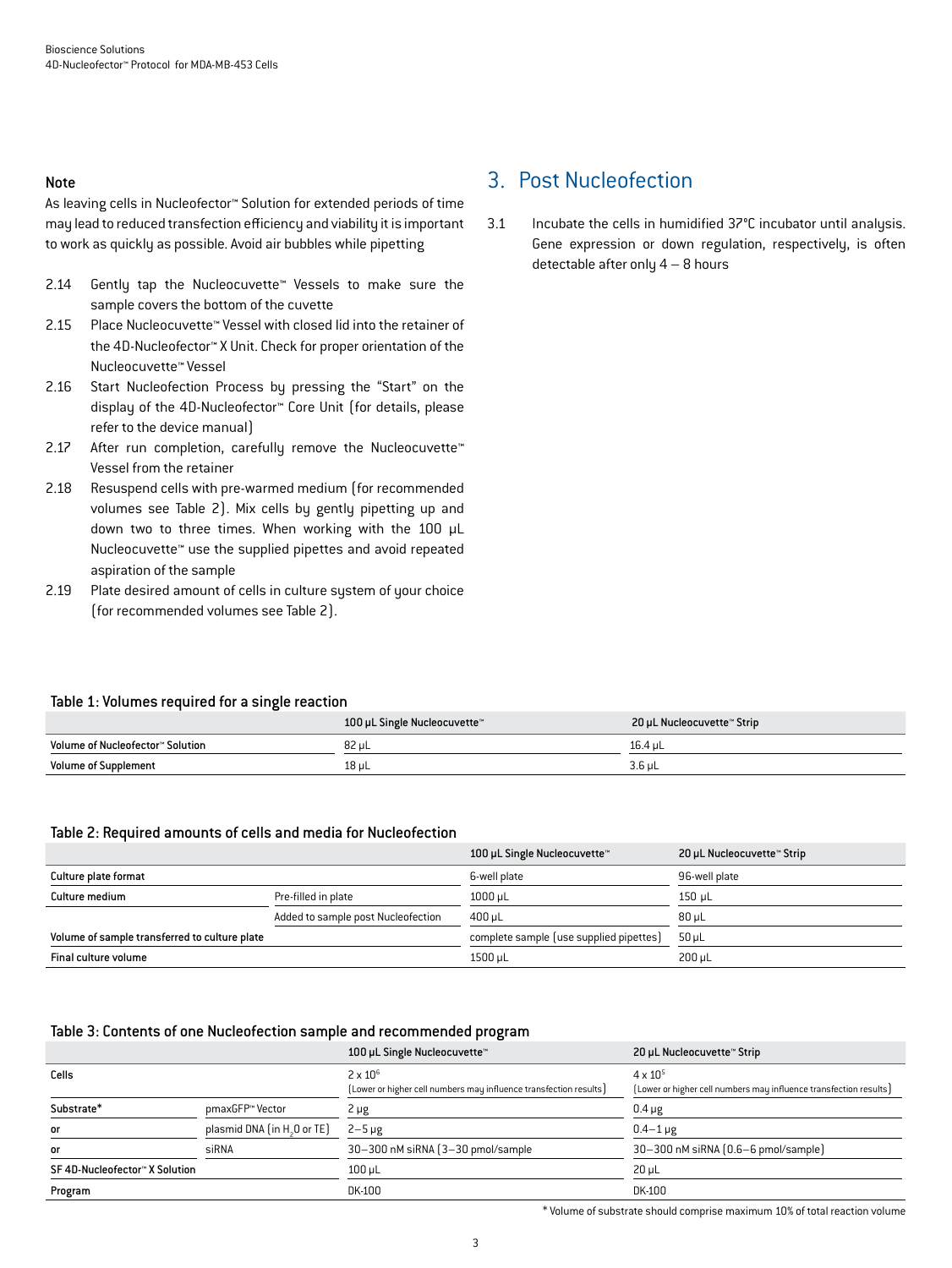**Note**

As leaving cells in Nucleofector™ Solution for extended periods of time may lead to reduced transfection efficiency and viability it is important to work as quickly as possible. Avoid air bubbles while pipetting

2.14 Gently tap the Nucleocuvette™ Vessels to make sure the sample covers the bottom of the cuvette

2.15 Place Nucleocuvette™ Vessel with closed lid into the retainer of the 4D-Nucleofector™ X Unit. Check for proper orientation of the Nucleocuvette™ Vessel

2.16 Start Nucleofection Process by pressing the "Start" on the display of the 4D-Nucleofector™ Core Unit (for details, please refer to the device manual)

2.17 After run completion, carefully remove the Nucleocuvette™ Vessel from the retainer

2.18 Resuspend cells with pre-warmed medium (for recommended volumes see Table 2). Mix cells by gently pipetting up and down two to three times. When working with the 100 µL Nucleocuvette™ use the supplied pipettes and avoid repeated aspiration of the sample

2.19 Plate desired amount of cells in culture system of your choice (for recommended volumes see Table 2).

## 3. Post Nucleofection

3.1 Incubate the cells in humidified 37°C incubator until analysis. Gene expression or down regulation, respectively, is often detectable after only 4 – 8 hours

**Table 1: Volumes required for a single reaction**

| | 100 µL Single Nucleocuvette™ | 20 µL Nucleocuvette™ Strip |
|---|---|---|
| Volume of Nucleofector™ Solution | 82 µL | 16.4 µL |
| Volume of Supplement | 18 µL | 3.6 µL |

**Table 2: Required amounts of cells and media for Nucleofection**

| | | 100 µL Single Nucleocuvette™ | 20 µL Nucleocuvette™ Strip |
|---|---|---|---|
| Culture plate format | | 6-well plate | 96-well plate |
| Culture medium | Pre-filled in plate | 1000 µL | 150 µL |
| | Added to sample post Nucleofection | 400 µL | 80 µL |
| Volume of sample transferred to culture plate | | complete sample (use supplied pipettes) | 50 µL |
| Final culture volume | | 1500 µL | 200 µL |

**Table 3: Contents of one Nucleofection sample and recommended program**

| | | 100 µL Single Nucleocuvette™ | 20 µL Nucleocuvette™ Strip |
|---|---|---|---|
| Cells | | $2 \times 10^6$ (Lower or higher cell numbers may influence transfection results) | $4 \times 10^5$ (Lower or higher cell numbers may influence transfection results) |
| Substrate* | pmaxGFP™ Vector | 2 µg | 0.4 µg |
| or | plasmid DNA (in $H_2O$ or TE) | 2–5 µg | 0.4–1 µg |
| or | siRNA | 30–300 nM siRNA (3–30 pmol/sample | 30–300 nM siRNA (0.6–6 pmol/sample) |
| SF 4D-Nucleofector™ X Solution | | 100 µL | 20 µL |
| Program | | DK-100 | DK-100 |

* Volume of substrate should comprise maximum 10% of total reaction volume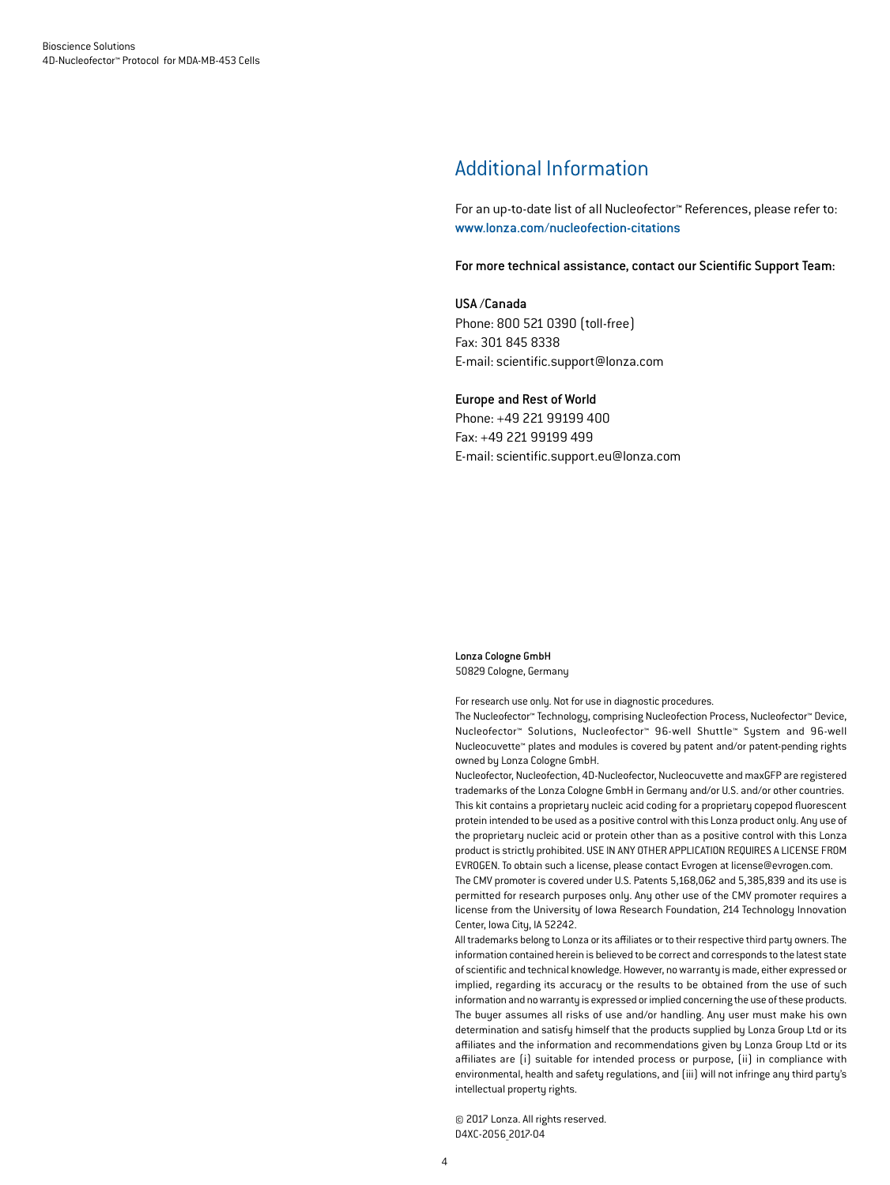## Additional Information

For an up-to-date list of all Nucleofector™ References, please refer to:
www.lonza.com/nucleofection-citations

**For more technical assistance, contact our Scientific Support Team:**

**USA /Canada**
Phone: 800 521 0390 (toll-free)
Fax: 301 845 8338
E-mail: scientific.support@lonza.com

**Europe and Rest of World**
Phone: +49 221 99199 400
Fax: +49 221 99199 499
E-mail: scientific.support.eu@lonza.com

**Lonza Cologne GmbH**
50829 Cologne, Germany

For research use only. Not for use in diagnostic procedures.
The Nucleofector™ Technology, comprising Nucleofection Process, Nucleofector™ Device, Nucleofector™ Solutions, Nucleofector™ 96-well Shuttle™ System and 96-well Nucleocuvette™ plates and modules is covered by patent and/or patent-pending rights owned by Lonza Cologne GmbH.
Nucleofector, Nucleofection, 4D-Nucleofector, Nucleocuvette and maxGFP are registered trademarks of the Lonza Cologne GmbH in Germany and/or U.S. and/or other countries.
This kit contains a proprietary nucleic acid coding for a proprietary copepod fluorescent protein intended to be used as a positive control with this Lonza product only. Any use of the proprietary nucleic acid or protein other than as a positive control with this Lonza product is strictly prohibited. USE IN ANY OTHER APPLICATION REQUIRES A LICENSE FROM EVROGEN. To obtain such a license, please contact Evrogen at license@evrogen.com.
The CMV promoter is covered under U.S. Patents 5,168,062 and 5,385,839 and its use is permitted for research purposes only. Any other use of the CMV promoter requires a license from the University of Iowa Research Foundation, 214 Technology Innovation Center, Iowa City, IA 52242.
All trademarks belong to Lonza or its affiliates or to their respective third party owners. The information contained herein is believed to be correct and corresponds to the latest state of scientific and technical knowledge. However, no warranty is made, either expressed or implied, regarding its accuracy or the results to be obtained from the use of such information and no warranty is expressed or implied concerning the use of these products. The buyer assumes all risks of use and/or handling. Any user must make his own determination and satisfy himself that the products supplied by Lonza Group Ltd or its affiliates and the information and recommendations given by Lonza Group Ltd or its affiliates are (i) suitable for intended process or purpose, (ii) in compliance with environmental, health and safety regulations, and (iii) will not infringe any third party's intellectual property rights.

© 2017 Lonza. All rights reserved.
D4XC-2056_2017-04